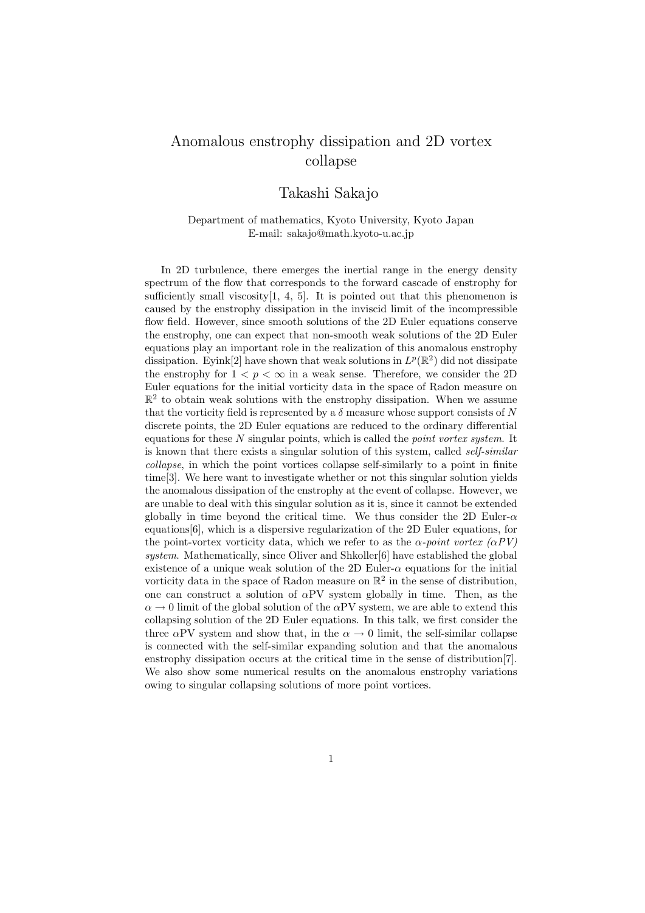# Anomalous enstrophy dissipation and 2D vortex collapse

## Takashi Sakajo

Department of mathematics, Kyoto University, Kyoto Japan
E-mail: sakajo@math.kyoto-u.ac.jp

In 2D turbulence, there emerges the inertial range in the energy density spectrum of the flow that corresponds to the forward cascade of enstrophy for sufficiently small viscosity[1, 4, 5]. It is pointed out that this phenomenon is caused by the enstrophy dissipation in the inviscid limit of the incompressible flow field. However, since smooth solutions of the 2D Euler equations conserve the enstrophy, one can expect that non-smooth weak solutions of the 2D Euler equations play an important role in the realization of this anomalous enstrophy dissipation. Eyink[2] have shown that weak solutions in $L^p(\mathbb{R}^2)$ did not dissipate the enstrophy for $1 < p < \infty$ in a weak sense. Therefore, we consider the 2D Euler equations for the initial vorticity data in the space of Radon measure on $\mathbb{R}^2$ to obtain weak solutions with the enstrophy dissipation. When we assume that the vorticity field is represented by a $\delta$ measure whose support consists of $N$ discrete points, the 2D Euler equations are reduced to the ordinary differential equations for these $N$ singular points, which is called the *point vortex system*. It is known that there exists a singular solution of this system, called *self-similar collapse*, in which the point vortices collapse self-similarly to a point in finite time[3]. We here want to investigate whether or not this singular solution yields the anomalous dissipation of the enstrophy at the event of collapse. However, we are unable to deal with this singular solution as it is, since it cannot be extended globally in time beyond the critical time. We thus consider the 2D Euler-$\alpha$ equations[6], which is a dispersive regularization of the 2D Euler equations, for the point-vortex vorticity data, which we refer to as the *$\alpha$-point vortex ($\alpha PV$) system*. Mathematically, since Oliver and Shkoller[6] have established the global existence of a unique weak solution of the 2D Euler-$\alpha$ equations for the initial vorticity data in the space of Radon measure on $\mathbb{R}^2$ in the sense of distribution, one can construct a solution of $\alpha$PV system globally in time. Then, as the $\alpha \to 0$ limit of the global solution of the $\alpha$PV system, we are able to extend this collapsing solution of the 2D Euler equations. In this talk, we first consider the three $\alpha$PV system and show that, in the $\alpha \to 0$ limit, the self-similar collapse is connected with the self-similar expanding solution and that the anomalous enstrophy dissipation occurs at the critical time in the sense of distribution[7]. We also show some numerical results on the anomalous enstrophy variations owing to singular collapsing solutions of more point vortices.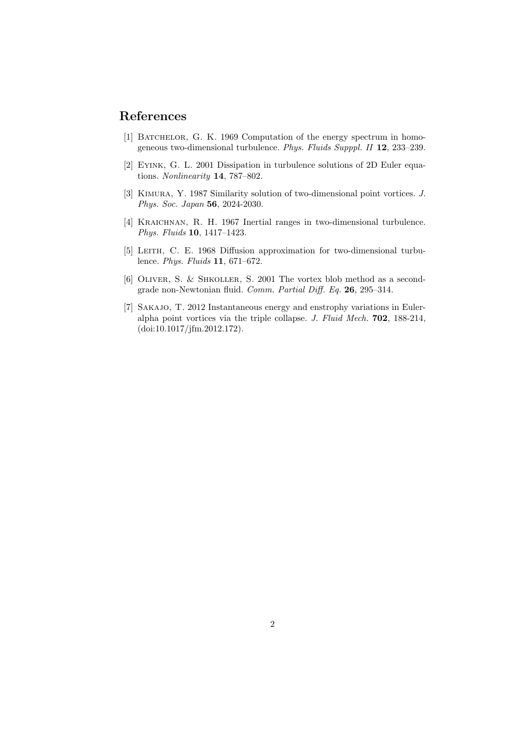## References

[1] Batchelor, G. K. 1969 Computation of the energy spectrum in homogeneous two-dimensional turbulence. *Phys. Fluids Supppl. II* **12**, 233–239.

[2] Eyink, G. L. 2001 Dissipation in turbulence solutions of 2D Euler equations. *Nonlinearity* **14**, 787–802.

[3] Kimura, Y. 1987 Similarity solution of two-dimensional point vortices. *J. Phys. Soc. Japan* **56**, 2024-2030.

[4] Kraichnan, R. H. 1967 Inertial ranges in two-dimensional turbulence. *Phys. Fluids* **10**, 1417–1423.

[5] Leith, C. E. 1968 Diffusion approximation for two-dimensional turbulence. *Phys. Fluids* **11**, 671–672.

[6] Oliver, S. & Shkoller, S. 2001 The vortex blob method as a second-grade non-Newtonian fluid. *Comm. Partial Diff. Eq.* **26**, 295–314.

[7] Sakajo, T. 2012 Instantaneous energy and enstrophy variations in Euler-alpha point vortices via the triple collapse. *J. Fluid Mech.* **702**, 188-214, (doi:10.1017/jfm.2012.172).